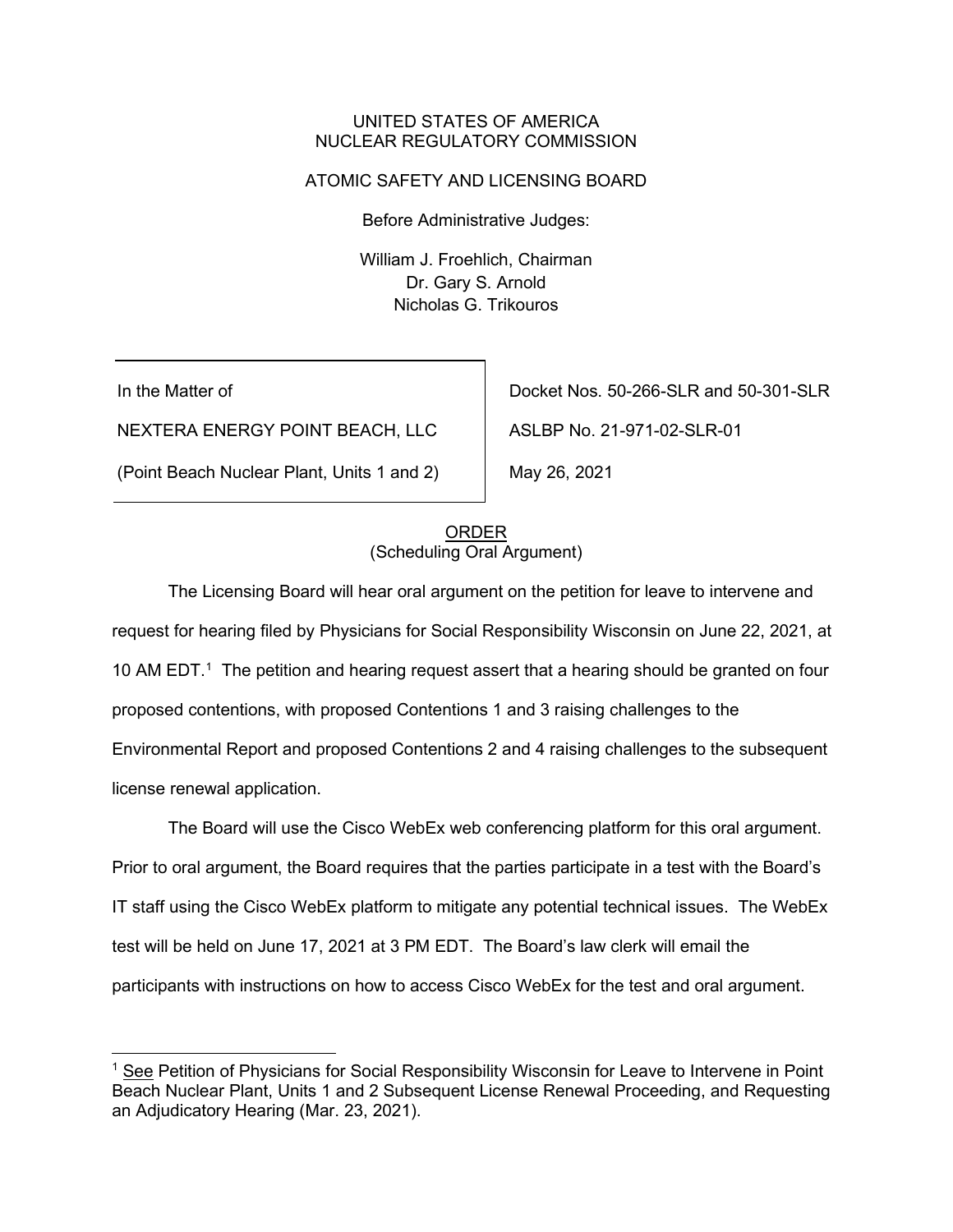UNITED STATES OF AMERICA
NUCLEAR REGULATORY COMMISSION

ATOMIC SAFETY AND LICENSING BOARD

Before Administrative Judges:

William J. Froehlich, Chairman
Dr. Gary S. Arnold
Nicholas G. Trikouros

| | |
|---|---|
| In the Matter of | Docket Nos. 50-266-SLR and 50-301-SLR |
| NEXTERA ENERGY POINT BEACH, LLC | ASLBP No. 21-971-02-SLR-01 |
| (Point Beach Nuclear Plant, Units 1 and 2) | May 26, 2021 |

ORDER
(Scheduling Oral Argument)

The Licensing Board will hear oral argument on the petition for leave to intervene and request for hearing filed by Physicians for Social Responsibility Wisconsin on June 22, 2021, at 10 AM EDT.[1] The petition and hearing request assert that a hearing should be granted on four proposed contentions, with proposed Contentions 1 and 3 raising challenges to the Environmental Report and proposed Contentions 2 and 4 raising challenges to the subsequent license renewal application.

The Board will use the Cisco WebEx web conferencing platform for this oral argument. Prior to oral argument, the Board requires that the parties participate in a test with the Board's IT staff using the Cisco WebEx platform to mitigate any potential technical issues. The WebEx test will be held on June 17, 2021 at 3 PM EDT. The Board's law clerk will email the participants with instructions on how to access Cisco WebEx for the test and oral argument.

---

[1] See Petition of Physicians for Social Responsibility Wisconsin for Leave to Intervene in Point Beach Nuclear Plant, Units 1 and 2 Subsequent License Renewal Proceeding, and Requesting an Adjudicatory Hearing (Mar. 23, 2021).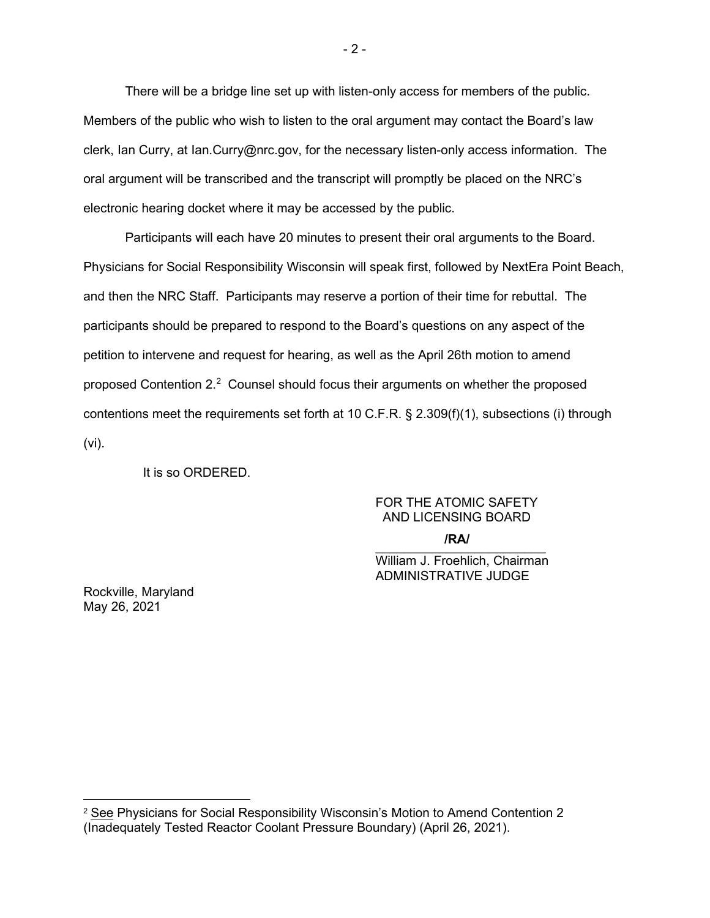There will be a bridge line set up with listen-only access for members of the public. Members of the public who wish to listen to the oral argument may contact the Board's law clerk, Ian Curry, at Ian.Curry@nrc.gov, for the necessary listen-only access information. The oral argument will be transcribed and the transcript will promptly be placed on the NRC's electronic hearing docket where it may be accessed by the public.

Participants will each have 20 minutes to present their oral arguments to the Board. Physicians for Social Responsibility Wisconsin will speak first, followed by NextEra Point Beach, and then the NRC Staff. Participants may reserve a portion of their time for rebuttal. The participants should be prepared to respond to the Board's questions on any aspect of the petition to intervene and request for hearing, as well as the April 26th motion to amend proposed Contention 2.[2] Counsel should focus their arguments on whether the proposed contentions meet the requirements set forth at 10 C.F.R. § 2.309(f)(1), subsections (i) through (vi).

It is so ORDERED.

FOR THE ATOMIC SAFETY
AND LICENSING BOARD

**/RA/**

William J. Froehlich, Chairman
ADMINISTRATIVE JUDGE

Rockville, Maryland
May 26, 2021

---

[2] See Physicians for Social Responsibility Wisconsin's Motion to Amend Contention 2 (Inadequately Tested Reactor Coolant Pressure Boundary) (April 26, 2021).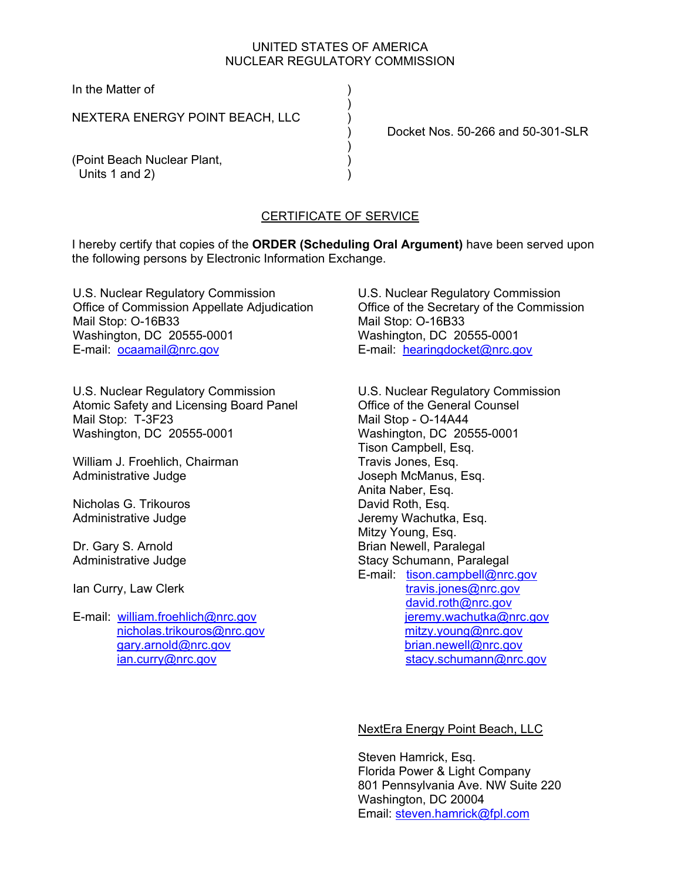UNITED STATES OF AMERICA
NUCLEAR REGULATORY COMMISSION

In the Matter of )
)
NEXTERA ENERGY POINT BEACH, LLC )
) Docket Nos. 50-266 and 50-301-SLR
)
(Point Beach Nuclear Plant, )
Units 1 and 2) )

## CERTIFICATE OF SERVICE

I hereby certify that copies of the **ORDER (Scheduling Oral Argument)** have been served upon the following persons by Electronic Information Exchange.

U.S. Nuclear Regulatory Commission
Office of Commission Appellate Adjudication
Mail Stop: O-16B33
Washington, DC 20555-0001
E-mail: ocaamail@nrc.gov

U.S. Nuclear Regulatory Commission
Office of the Secretary of the Commission
Mail Stop: O-16B33
Washington, DC 20555-0001
E-mail: hearingdocket@nrc.gov

U.S. Nuclear Regulatory Commission
Atomic Safety and Licensing Board Panel
Mail Stop: T-3F23
Washington, DC 20555-0001

William J. Froehlich, Chairman
Administrative Judge

Nicholas G. Trikouros
Administrative Judge

Dr. Gary S. Arnold
Administrative Judge

Ian Curry, Law Clerk

E-mail: william.froehlich@nrc.gov
nicholas.trikouros@nrc.gov
gary.arnold@nrc.gov
ian.curry@nrc.gov

U.S. Nuclear Regulatory Commission
Office of the General Counsel
Mail Stop - O-14A44
Washington, DC 20555-0001
Tison Campbell, Esq.
Travis Jones, Esq.
Joseph McManus, Esq.
Anita Naber, Esq.
David Roth, Esq.
Jeremy Wachutka, Esq.
Mitzy Young, Esq.
Brian Newell, Paralegal
Stacy Schumann, Paralegal
E-mail: tison.campbell@nrc.gov
travis.jones@nrc.gov
david.roth@nrc.gov
jeremy.wachutka@nrc.gov
mitzy.young@nrc.gov
brian.newell@nrc.gov
stacy.schumann@nrc.gov

NextEra Energy Point Beach, LLC

Steven Hamrick, Esq.
Florida Power & Light Company
801 Pennsylvania Ave. NW Suite 220
Washington, DC 20004
Email: steven.hamrick@fpl.com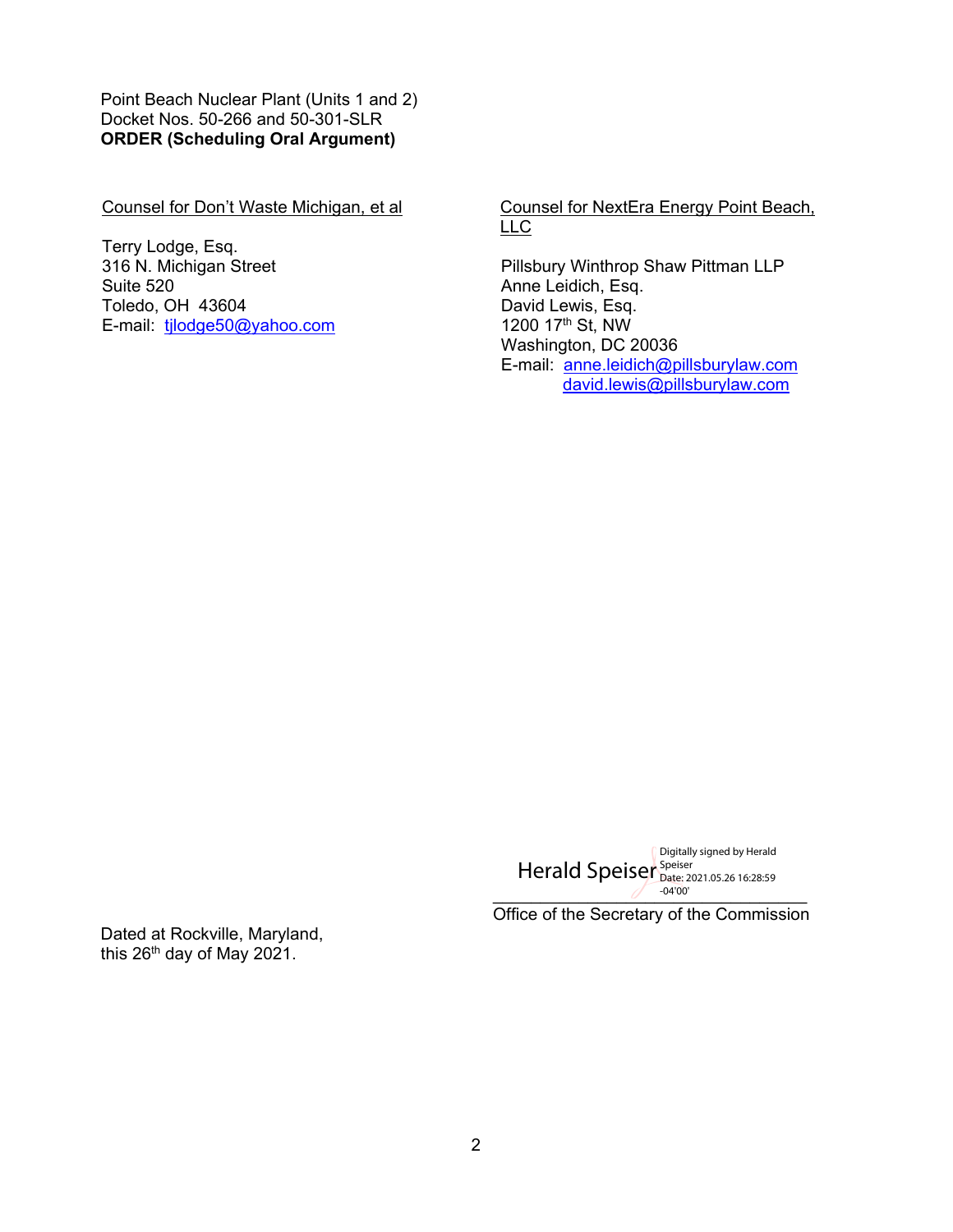Point Beach Nuclear Plant (Units 1 and 2)
Docket Nos. 50-266 and 50-301-SLR
**ORDER (Scheduling Oral Argument)**

Counsel for Don't Waste Michigan, et al

Terry Lodge, Esq.
316 N. Michigan Street
Suite 520
Toledo, OH 43604
E-mail: tjlodge50@yahoo.com

Counsel for NextEra Energy Point Beach, LLC

Pillsbury Winthrop Shaw Pittman LLP
Anne Leidich, Esq.
David Lewis, Esq.
1200 17th St, NW
Washington, DC 20036
E-mail: anne.leidich@pillsburylaw.com
david.lewis@pillsburylaw.com

Herald Speiser
Digitally signed by Herald Speiser
Date: 2021.05.26 16:28:59 -04'00'

Office of the Secretary of the Commission

Dated at Rockville, Maryland,
this 26th day of May 2021.